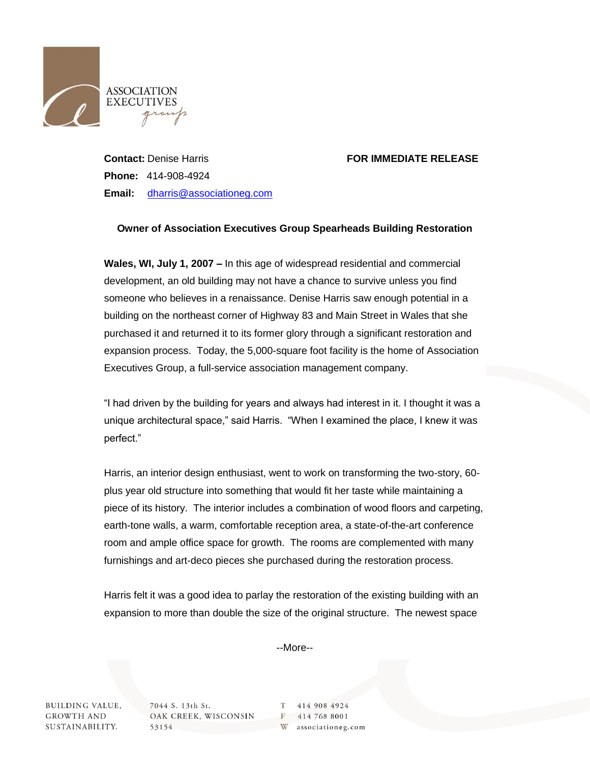ASSOCIATION EXECUTIVES group

**Contact:** Denise Harris **FOR IMMEDIATE RELEASE**
**Phone:** 414-908-4924
**Email:** dharris@associationeg.com

**Owner of Association Executives Group Spearheads Building Restoration**

**Wales, WI, July 1, 2007 –** In this age of widespread residential and commercial development, an old building may not have a chance to survive unless you find someone who believes in a renaissance. Denise Harris saw enough potential in a building on the northeast corner of Highway 83 and Main Street in Wales that she purchased it and returned it to its former glory through a significant restoration and expansion process. Today, the 5,000-square foot facility is the home of Association Executives Group, a full-service association management company.

"I had driven by the building for years and always had interest in it. I thought it was a unique architectural space," said Harris. "When I examined the place, I knew it was perfect."

Harris, an interior design enthusiast, went to work on transforming the two-story, 60-plus year old structure into something that would fit her taste while maintaining a piece of its history. The interior includes a combination of wood floors and carpeting, earth-tone walls, a warm, comfortable reception area, a state-of-the-art conference room and ample office space for growth. The rooms are complemented with many furnishings and art-deco pieces she purchased during the restoration process.

Harris felt it was a good idea to parlay the restoration of the existing building with an expansion to more than double the size of the original structure. The newest space

--More--

BUILDING VALUE, GROWTH AND SUSTAINABILITY. 7044 S. 13th St. OAK CREEK, WISCONSIN 53154 T 414 908 4924 F 414 768 8001 W associationeg.com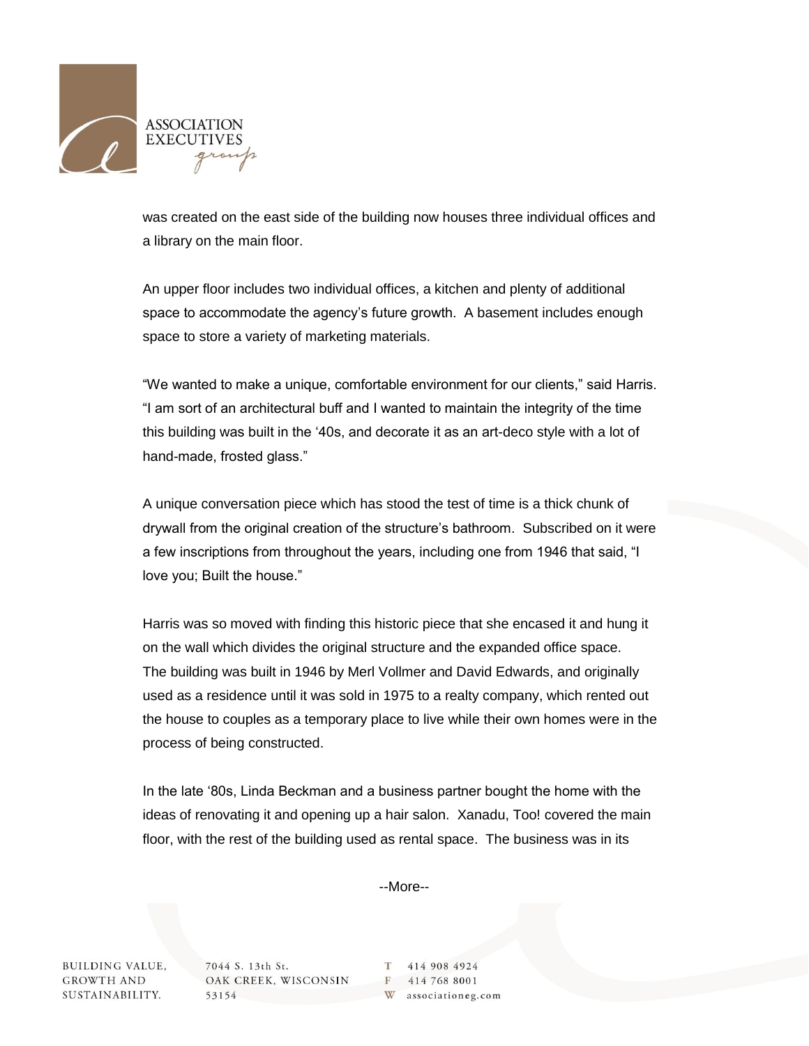was created on the east side of the building now houses three individual offices and a library on the main floor.

An upper floor includes two individual offices, a kitchen and plenty of additional space to accommodate the agency's future growth. A basement includes enough space to store a variety of marketing materials.

"We wanted to make a unique, comfortable environment for our clients," said Harris. "I am sort of an architectural buff and I wanted to maintain the integrity of the time this building was built in the '40s, and decorate it as an art-deco style with a lot of hand-made, frosted glass."

A unique conversation piece which has stood the test of time is a thick chunk of drywall from the original creation of the structure's bathroom. Subscribed on it were a few inscriptions from throughout the years, including one from 1946 that said, "I love you; Built the house."

Harris was so moved with finding this historic piece that she encased it and hung it on the wall which divides the original structure and the expanded office space. The building was built in 1946 by Merl Vollmer and David Edwards, and originally used as a residence until it was sold in 1975 to a realty company, which rented out the house to couples as a temporary place to live while their own homes were in the process of being constructed.

In the late '80s, Linda Beckman and a business partner bought the home with the ideas of renovating it and opening up a hair salon. Xanadu, Too! covered the main floor, with the rest of the building used as rental space. The business was in its

--More--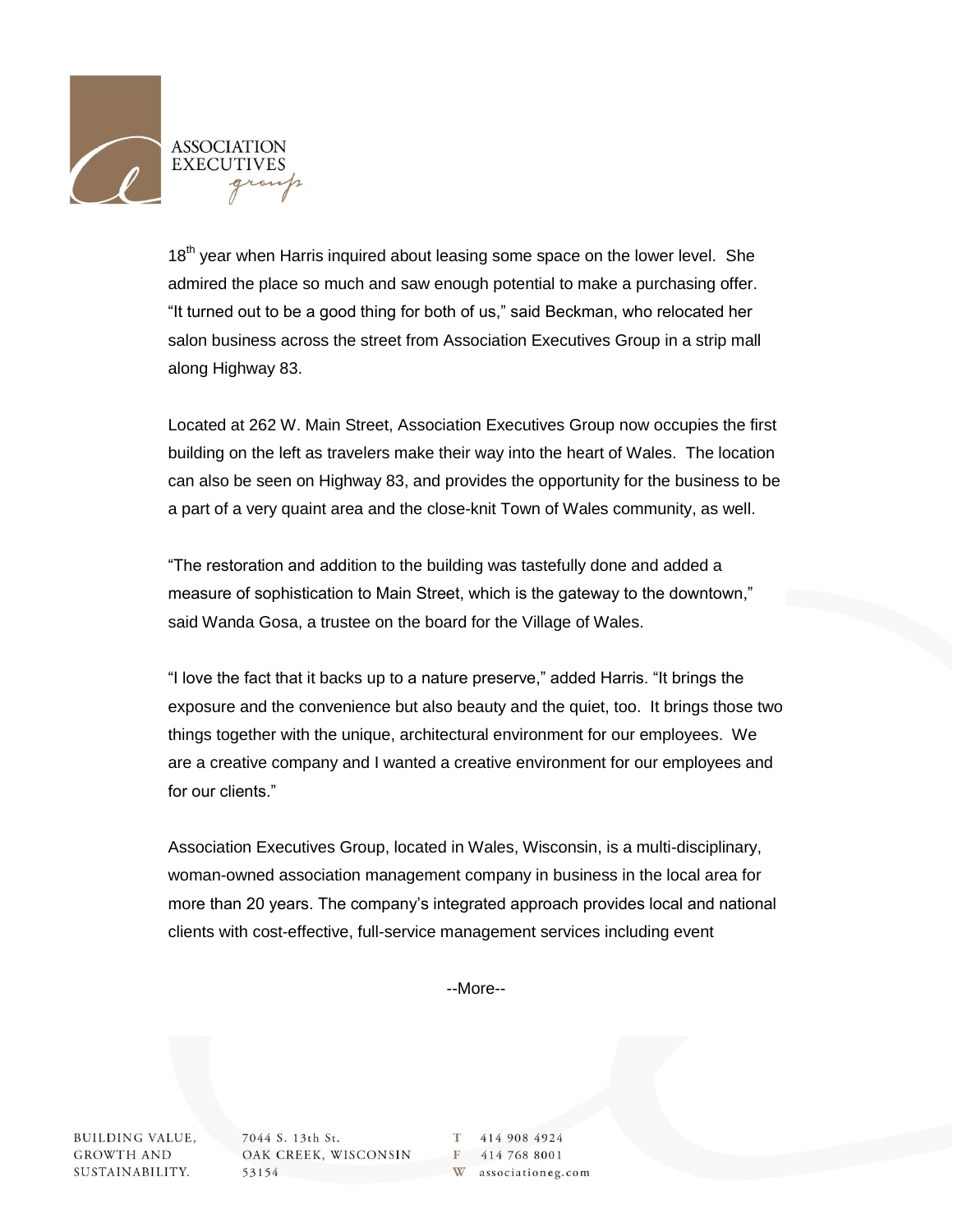18th year when Harris inquired about leasing some space on the lower level. She admired the place so much and saw enough potential to make a purchasing offer. "It turned out to be a good thing for both of us," said Beckman, who relocated her salon business across the street from Association Executives Group in a strip mall along Highway 83.

Located at 262 W. Main Street, Association Executives Group now occupies the first building on the left as travelers make their way into the heart of Wales. The location can also be seen on Highway 83, and provides the opportunity for the business to be a part of a very quaint area and the close-knit Town of Wales community, as well.

"The restoration and addition to the building was tastefully done and added a measure of sophistication to Main Street, which is the gateway to the downtown," said Wanda Gosa, a trustee on the board for the Village of Wales.

"I love the fact that it backs up to a nature preserve," added Harris. "It brings the exposure and the convenience but also beauty and the quiet, too. It brings those two things together with the unique, architectural environment for our employees. We are a creative company and I wanted a creative environment for our employees and for our clients."

Association Executives Group, located in Wales, Wisconsin, is a multi-disciplinary, woman-owned association management company in business in the local area for more than 20 years. The company's integrated approach provides local and national clients with cost-effective, full-service management services including event

--More--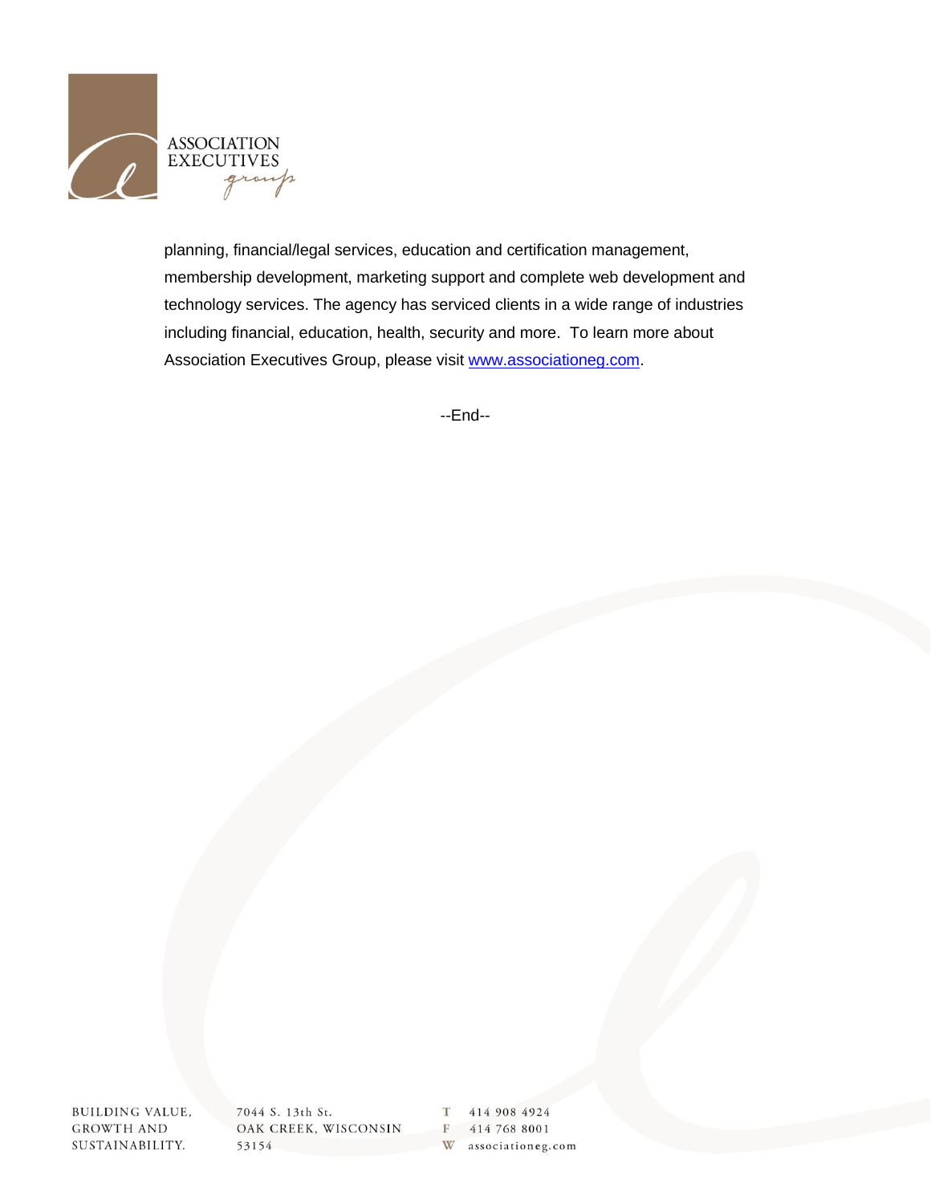planning, financial/legal services, education and certification management, membership development, marketing support and complete web development and technology services. The agency has serviced clients in a wide range of industries including financial, education, health, security and more. To learn more about Association Executives Group, please visit [www.associationeg.com](http://www.associationeg.com).

--End--